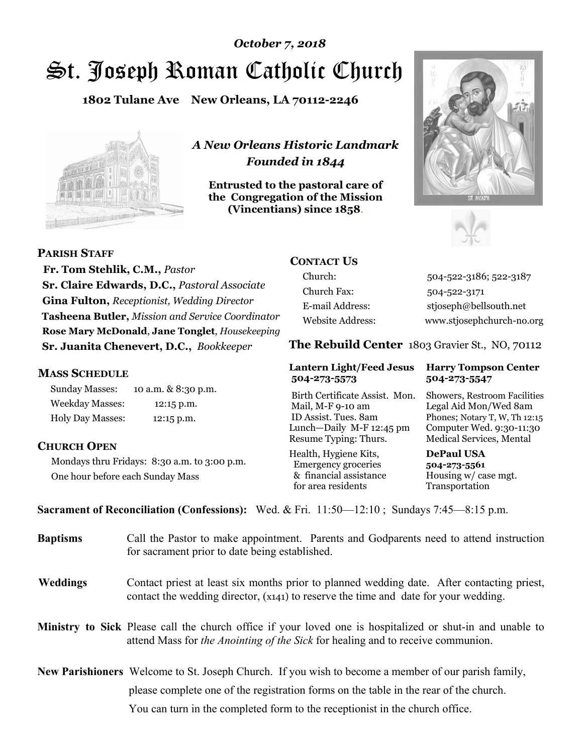*October 7, 2018*

# St. Joseph Roman Catholic Church

**1802 Tulane Ave New Orleans, LA 70112-2246**

*A New Orleans Historic Landmark*
*Founded in 1844*

**Entrusted to the pastoral care of the Congregation of the Mission (Vincentians) since 1858.**

## PARISH STAFF

**Fr. Tom Stehlik, C.M.,** *Pastor*
**Sr. Claire Edwards, D.C.,** *Pastoral Associate*
**Gina Fulton,** *Receptionist, Wedding Director*
**Tasheena Butler,** *Mission and Service Coordinator*
**Rose Mary McDonald**, **Jane Tonglet**, *Housekeeping*
**Sr. Juanita Chenevert, D.C.,** *Bookkeeper*

## MASS SCHEDULE

| | |
|---|---|
| Sunday Masses: | 10 a.m. & 8:30 p.m. |
| Weekday Masses: | 12:15 p.m. |
| Holy Day Masses: | 12:15 p.m. |

## CHURCH OPEN

Mondays thru Fridays: 8:30 a.m. to 3:00 p.m.
One hour before each Sunday Mass

## CONTACT US

| | |
|---|---|
| Church: | 504-522-3186; 522-3187 |
| Church Fax: | 504-522-3171 |
| E-mail Address: | stjoseph@bellsouth.net |
| Website Address: | www.stjosephchurch-no.org |

## The Rebuild Center 1803 Gravier St., NO, 70112

**Lantern Light/Feed Jesus 504-273-5573**

Birth Certificate Assist. Mon.
Mail, M-F 9-10 am
ID Assist. Tues. 8am
Lunch—Daily M-F 12:45 pm
Resume Typing: Thurs.

Health, Hygiene Kits, Emergency groceries & financial assistance for area residents

**Harry Tompson Center 504-273-5547**

Showers, Restroom Facilities
Legal Aid Mon/Wed 8am
Phones; Notary T, W, Th 12:15
Computer Wed. 9:30-11:30
Medical Services, Mental

**DePaul USA 504-273-5561**

Housing w/ case mgt.
Transportation

**Sacrament of Reconciliation (Confessions):** Wed. & Fri. 11:50—12:10 ; Sundays 7:45—8:15 p.m.

**Baptisms** Call the Pastor to make appointment. Parents and Godparents need to attend instruction for sacrament prior to date being established.

**Weddings** Contact priest at least six months prior to planned wedding date. After contacting priest, contact the wedding director, (x141) to reserve the time and date for your wedding.

**Ministry to Sick** Please call the church office if your loved one is hospitalized or shut-in and unable to attend Mass for *the Anointing of the Sick* for healing and to receive communion.

**New Parishioners** Welcome to St. Joseph Church. If you wish to become a member of our parish family, please complete one of the registration forms on the table in the rear of the church. You can turn in the completed form to the receptionist in the church office.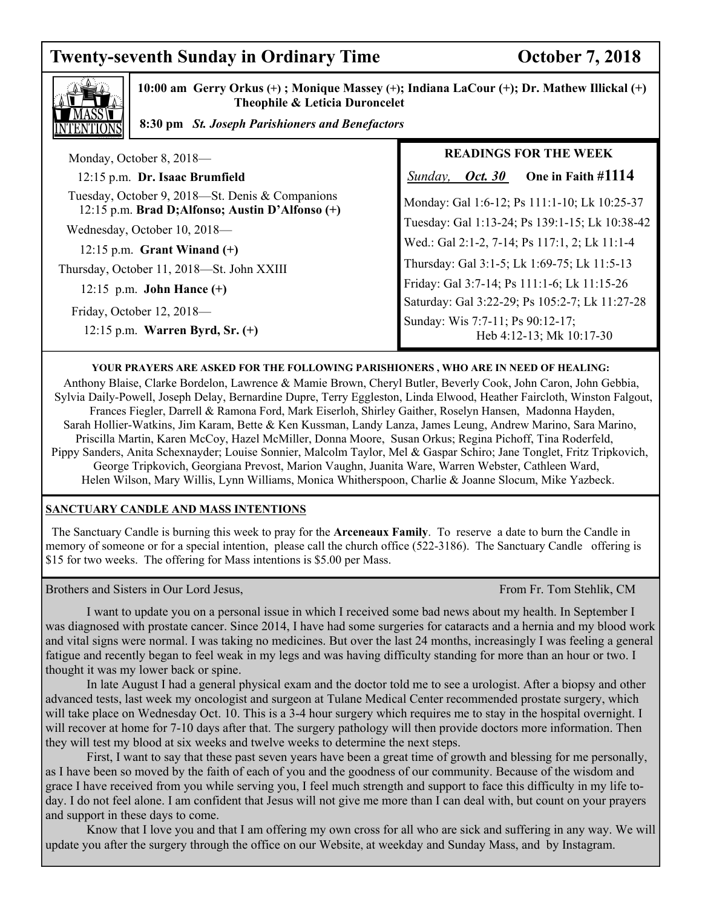# Twenty-seventh Sunday in Ordinary Time — October 7, 2018

**MASS INTENTIONS**

**10:00 am Gerry Orkus (+) ; Monique Massey (+); Indiana LaCour (+); Dr. Mathew Illickal (+) Theophile & Leticia Duroncelet**

**8:30 pm** ***St. Joseph Parishioners and Benefactors***

Monday, October 8, 2018—

12:15 p.m. **Dr. Isaac Brumfield**

Tuesday, October 9, 2018—St. Denis & Companions
12:15 p.m. **Brad D;Alfonso; Austin D'Alfonso (+)**

Wednesday, October 10, 2018—

12:15 p.m. **Grant Winand (+)**

Thursday, October 11, 2018—St. John XXIII

12:15 p.m. **John Hance (+)**

Friday, October 12, 2018—

12:15 p.m. **Warren Byrd, Sr. (+)**

**READINGS FOR THE WEEK**

*Sunday,* ***Oct. 30*** **One in Faith #1114**

Monday: Gal 1:6-12; Ps 111:1-10; Lk 10:25-37

Tuesday: Gal 1:13-24; Ps 139:1-15; Lk 10:38-42

Wed.: Gal 2:1-2, 7-14; Ps 117:1, 2; Lk 11:1-4

Thursday: Gal 3:1-5; Lk 1:69-75; Lk 11:5-13

Friday: Gal 3:7-14; Ps 111:1-6; Lk 11:15-26

Saturday: Gal 3:22-29; Ps 105:2-7; Lk 11:27-28

Sunday: Wis 7:7-11; Ps 90:12-17; Heb 4:12-13; Mk 10:17-30

**YOUR PRAYERS ARE ASKED FOR THE FOLLOWING PARISHIONERS , WHO ARE IN NEED OF HEALING:**

Anthony Blaise, Clarke Bordelon, Lawrence & Mamie Brown, Cheryl Butler, Beverly Cook, John Caron, John Gebbia, Sylvia Daily-Powell, Joseph Delay, Bernardine Dupre, Terry Eggleston, Linda Elwood, Heather Faircloth, Winston Falgout, Frances Fiegler, Darrell & Ramona Ford, Mark Eiserloh, Shirley Gaither, Roselyn Hansen, Madonna Hayden, Sarah Hollier-Watkins, Jim Karam, Bette & Ken Kussman, Landy Lanza, James Leung, Andrew Marino, Sara Marino, Priscilla Martin, Karen McCoy, Hazel McMiller, Donna Moore, Susan Orkus; Regina Pichoff, Tina Roderfeld, Pippy Sanders, Anita Schexnayder; Louise Sonnier, Malcolm Taylor, Mel & Gaspar Schiro; Jane Tonglet, Fritz Tripkovich, George Tripkovich, Georgiana Prevost, Marion Vaughn, Juanita Ware, Warren Webster, Cathleen Ward, Helen Wilson, Mary Willis, Lynn Williams, Monica Whitherspoon, Charlie & Joanne Slocum, Mike Yazbeck.

**SANCTUARY CANDLE AND MASS INTENTIONS**

The Sanctuary Candle is burning this week to pray for the **Arceneaux Family**. To reserve a date to burn the Candle in memory of someone or for a special intention, please call the church office (522-3186). The Sanctuary Candle offering is $15 for two weeks. The offering for Mass intentions is $5.00 per Mass.

Brothers and Sisters in Our Lord Jesus, From Fr. Tom Stehlik, CM

I want to update you on a personal issue in which I received some bad news about my health. In September I was diagnosed with prostate cancer. Since 2014, I have had some surgeries for cataracts and a hernia and my blood work and vital signs were normal. I was taking no medicines. But over the last 24 months, increasingly I was feeling a general fatigue and recently began to feel weak in my legs and was having difficulty standing for more than an hour or two. I thought it was my lower back or spine.

In late August I had a general physical exam and the doctor told me to see a urologist. After a biopsy and other advanced tests, last week my oncologist and surgeon at Tulane Medical Center recommended prostate surgery, which will take place on Wednesday Oct. 10. This is a 3-4 hour surgery which requires me to stay in the hospital overnight. I will recover at home for 7-10 days after that. The surgery pathology will then provide doctors more information. Then they will test my blood at six weeks and twelve weeks to determine the next steps.

First, I want to say that these past seven years have been a great time of growth and blessing for me personally, as I have been so moved by the faith of each of you and the goodness of our community. Because of the wisdom and grace I have received from you while serving you, I feel much strength and support to face this difficulty in my life today. I do not feel alone. I am confident that Jesus will not give me more than I can deal with, but count on your prayers and support in these days to come.

Know that I love you and that I am offering my own cross for all who are sick and suffering in any way. We will update you after the surgery through the office on our Website, at weekday and Sunday Mass, and by Instagram.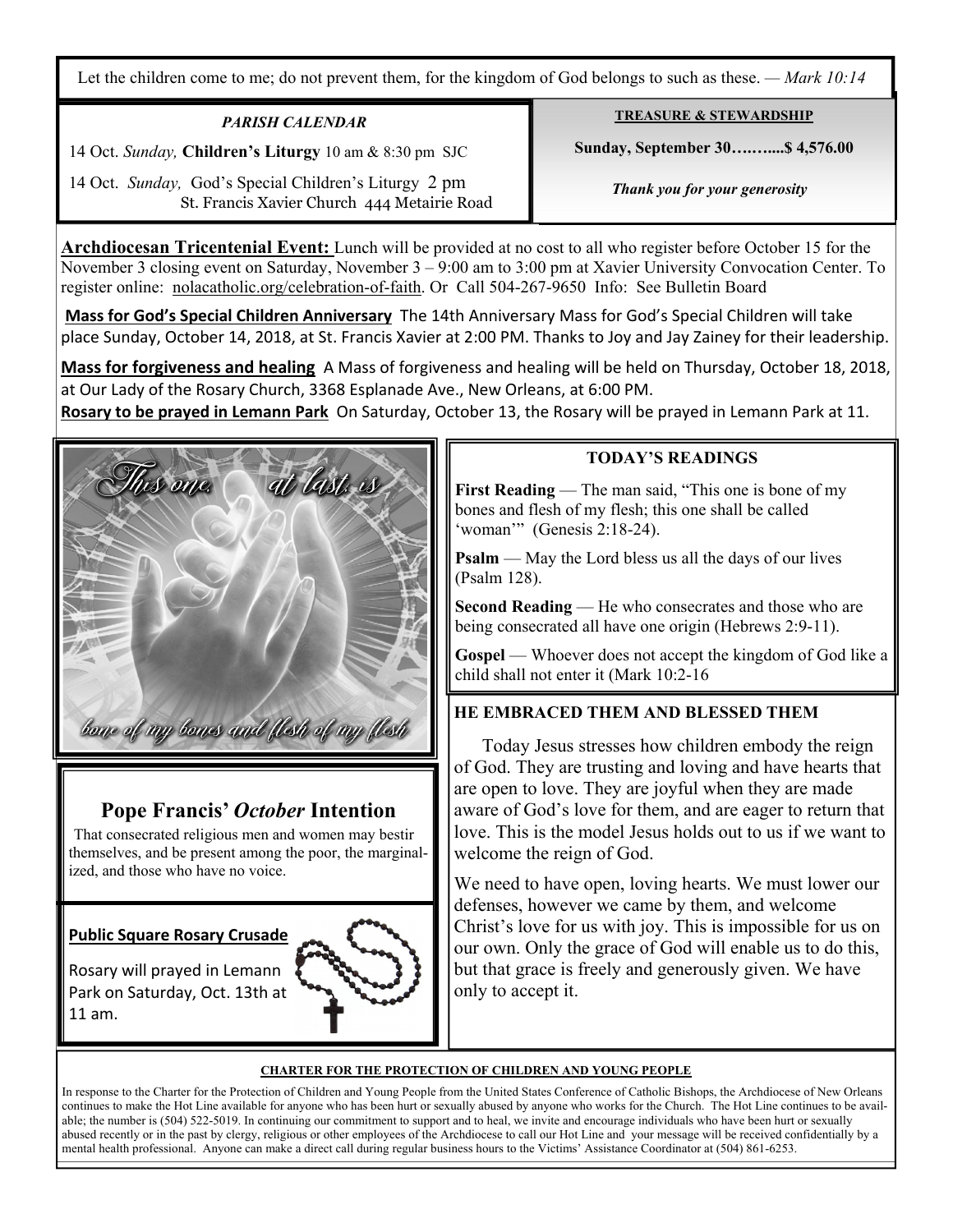Let the children come to me; do not prevent them, for the kingdom of God belongs to such as these. — *Mark 10:14*

***PARISH CALENDAR***

14 Oct. *Sunday,* **Children's Liturgy** 10 am & 8:30 pm SJC

14 Oct. *Sunday,* God's Special Children's Liturgy 2 pm St. Francis Xavier Church 444 Metairie Road

**TREASURE & STEWARDSHIP**

**Sunday, September 30……....$ 4,576.00**

***Thank you for your generosity***

**Archdiocesan Tricentenial Event:** Lunch will be provided at no cost to all who register before October 15 for the November 3 closing event on Saturday, November 3 – 9:00 am to 3:00 pm at Xavier University Convocation Center. To register online: nolacatholic.org/celebration-of-faith. Or Call 504-267-9650 Info: See Bulletin Board

**Mass for God's Special Children Anniversary** The 14th Anniversary Mass for God's Special Children will take place Sunday, October 14, 2018, at St. Francis Xavier at 2:00 PM. Thanks to Joy and Jay Zainey for their leadership.

**Mass for forgiveness and healing** A Mass of forgiveness and healing will be held on Thursday, October 18, 2018, at Our Lady of the Rosary Church, 3368 Esplanade Ave., New Orleans, at 6:00 PM.

**Rosary to be prayed in Lemann Park** On Saturday, October 13, the Rosary will be prayed in Lemann Park at 11.

This one, at last, is bone of my bones and flesh of my flesh

## Pope Francis' *October* Intention

That consecrated religious men and women may bestir themselves, and be present among the poor, the marginalized, and those who have no voice.

**Public Square Rosary Crusade**

Rosary will prayed in Lemann Park on Saturday, Oct. 13th at 11 am.

**TODAY'S READINGS**

**First Reading** — The man said, "This one is bone of my bones and flesh of my flesh; this one shall be called 'woman'" (Genesis 2:18-24).

**Psalm** — May the Lord bless us all the days of our lives (Psalm 128).

**Second Reading** — He who consecrates and those who are being consecrated all have one origin (Hebrews 2:9-11).

**Gospel** — Whoever does not accept the kingdom of God like a child shall not enter it (Mark 10:2-16

## HE EMBRACED THEM AND BLESSED THEM

Today Jesus stresses how children embody the reign of God. They are trusting and loving and have hearts that are open to love. They are joyful when they are made aware of God's love for them, and are eager to return that love. This is the model Jesus holds out to us if we want to welcome the reign of God.

We need to have open, loving hearts. We must lower our defenses, however we came by them, and welcome Christ's love for us with joy. This is impossible for us on our own. Only the grace of God will enable us to do this, but that grace is freely and generously given. We have only to accept it.

**CHARTER FOR THE PROTECTION OF CHILDREN AND YOUNG PEOPLE**

In response to the Charter for the Protection of Children and Young People from the United States Conference of Catholic Bishops, the Archdiocese of New Orleans continues to make the Hot Line available for anyone who has been hurt or sexually abused by anyone who works for the Church. The Hot Line continues to be available; the number is (504) 522-5019. In continuing our commitment to support and to heal, we invite and encourage individuals who have been hurt or sexually abused recently or in the past by clergy, religious or other employees of the Archdiocese to call our Hot Line and your message will be received confidentially by a mental health professional. Anyone can make a direct call during regular business hours to the Victims' Assistance Coordinator at (504) 861-6253.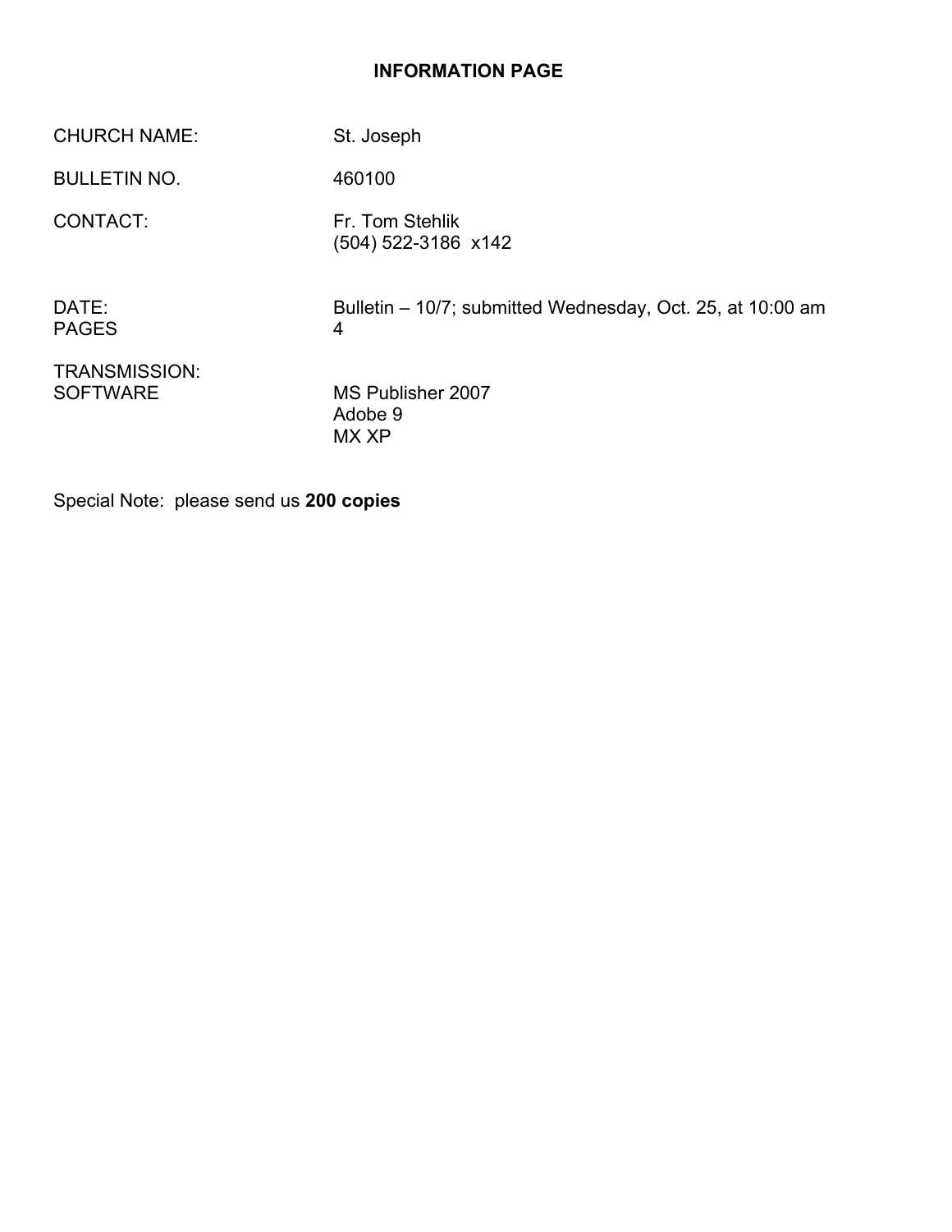# INFORMATION PAGE

| | |
|---|---|
| CHURCH NAME: | St. Joseph |
| BULLETIN NO. | 460100 |
| CONTACT: | Fr. Tom Stehlik<br>(504) 522-3186 x142 |
| DATE:<br>PAGES | Bulletin – 10/7; submitted Wednesday, Oct. 25, at 10:00 am<br>4 |
| TRANSMISSION:<br>SOFTWARE | MS Publisher 2007<br>Adobe 9<br>MX XP |

Special Note: please send us **200 copies**